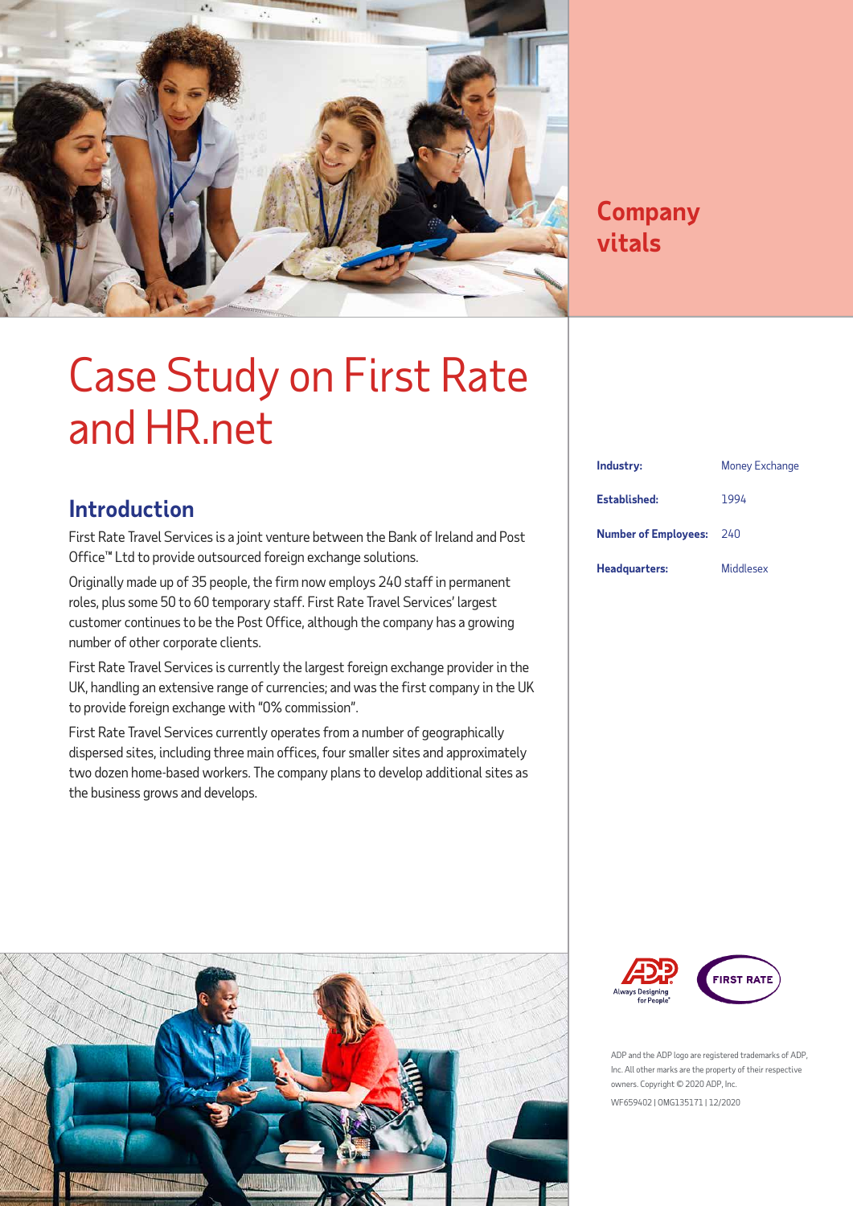# Case Study on First Rate and HR.net

## Introduction

First Rate Travel Services is a joint venture between the Bank of Ireland and Post Office™ Ltd to provide outsourced foreign exchange solutions.

Originally made up of 35 people, the firm now employs 240 staff in permanent roles, plus some 50 to 60 temporary staff. First Rate Travel Services' largest customer continues to be the Post Office, although the company has a growing number of other corporate clients.

First Rate Travel Services is currently the largest foreign exchange provider in the UK, handling an extensive range of currencies; and was the first company in the UK to provide foreign exchange with "0% commission".

First Rate Travel Services currently operates from a number of geographically dispersed sites, including three main offices, four smaller sites and approximately two dozen home-based workers. The company plans to develop additional sites as the business grows and develops.

## Company vitals

| | |
|---|---|
| **Industry:** | Money Exchange |
| **Established:** | 1994 |
| **Number of Employees:** | 240 |
| **Headquarters:** | Middlesex |

ADP and the ADP logo are registered trademarks of ADP, Inc. All other marks are the property of their respective owners. Copyright © 2020 ADP, Inc.

WF659402 | OMG135171 | 12/2020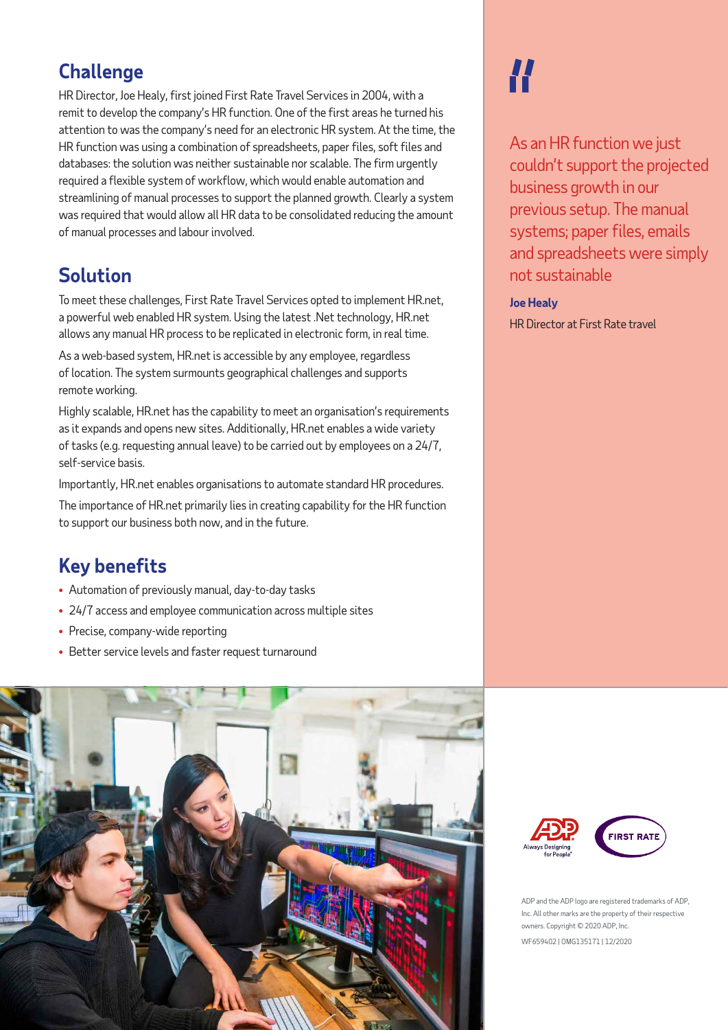## Challenge

HR Director, Joe Healy, first joined First Rate Travel Services in 2004, with a remit to develop the company's HR function. One of the first areas he turned his attention to was the company's need for an electronic HR system. At the time, the HR function was using a combination of spreadsheets, paper files, soft files and databases: the solution was neither sustainable nor scalable. The firm urgently required a flexible system of workflow, which would enable automation and streamlining of manual processes to support the planned growth. Clearly a system was required that would allow all HR data to be consolidated reducing the amount of manual processes and labour involved.

## Solution

To meet these challenges, First Rate Travel Services opted to implement HR.net, a powerful web enabled HR system. Using the latest .Net technology, HR.net allows any manual HR process to be replicated in electronic form, in real time.

As a web-based system, HR.net is accessible by any employee, regardless of location. The system surmounts geographical challenges and supports remote working.

Highly scalable, HR.net has the capability to meet an organisation's requirements as it expands and opens new sites. Additionally, HR.net enables a wide variety of tasks (e.g. requesting annual leave) to be carried out by employees on a 24/7, self-service basis.

Importantly, HR.net enables organisations to automate standard HR procedures.

The importance of HR.net primarily lies in creating capability for the HR function to support our business both now, and in the future.

## Key benefits

- Automation of previously manual, day-to-day tasks
- 24/7 access and employee communication across multiple sites
- Precise, company-wide reporting
- Better service levels and faster request turnaround

> "As an HR function we just couldn't support the projected business growth in our previous setup. The manual systems; paper files, emails and spreadsheets were simply not sustainable
>
> **Joe Healy**
>
> HR Director at First Rate travel

ADP Always Designing for People® | FIRST RATE

ADP and the ADP logo are registered trademarks of ADP, Inc. All other marks are the property of their respective owners. Copyright © 2020 ADP, Inc.

WF659402 | OMG135171 | 12/2020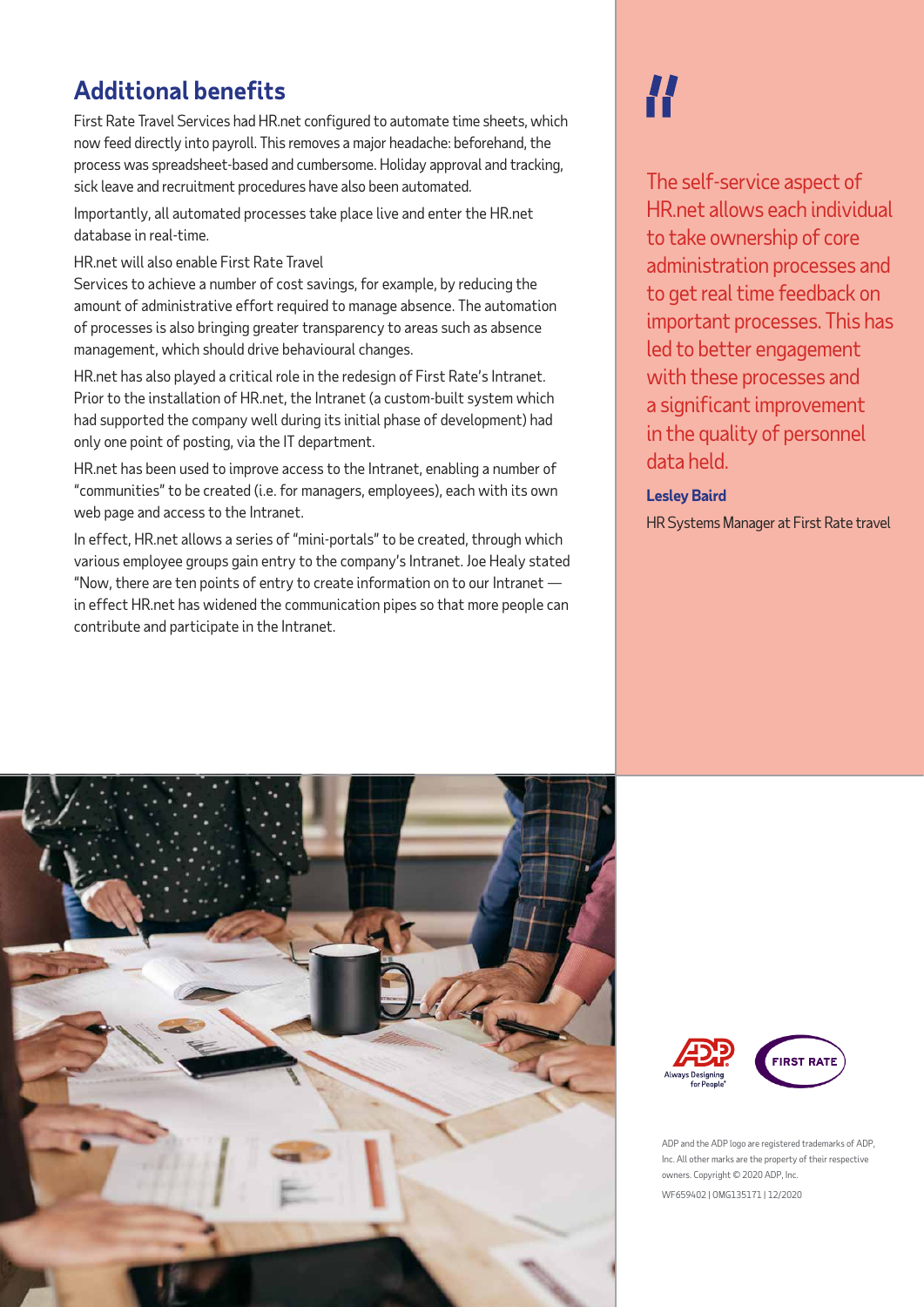## Additional benefits

First Rate Travel Services had HR.net configured to automate time sheets, which now feed directly into payroll. This removes a major headache: beforehand, the process was spreadsheet-based and cumbersome. Holiday approval and tracking, sick leave and recruitment procedures have also been automated.

Importantly, all automated processes take place live and enter the HR.net database in real-time.

HR.net will also enable First Rate Travel Services to achieve a number of cost savings, for example, by reducing the amount of administrative effort required to manage absence. The automation of processes is also bringing greater transparency to areas such as absence management, which should drive behavioural changes.

HR.net has also played a critical role in the redesign of First Rate's Intranet. Prior to the installation of HR.net, the Intranet (a custom-built system which had supported the company well during its initial phase of development) had only one point of posting, via the IT department.

HR.net has been used to improve access to the Intranet, enabling a number of "communities" to be created (i.e. for managers, employees), each with its own web page and access to the Intranet.

In effect, HR.net allows a series of "mini-portals" to be created, through which various employee groups gain entry to the company's Intranet. Joe Healy stated "Now, there are ten points of entry to create information on to our Intranet — in effect HR.net has widened the communication pipes so that more people can contribute and participate in the Intranet.

> The self-service aspect of HR.net allows each individual to take ownership of core administration processes and to get real time feedback on important processes. This has led to better engagement with these processes and a significant improvement in the quality of personnel data held.
>
> **Lesley Baird**
>
> HR Systems Manager at First Rate travel

ADP and the ADP logo are registered trademarks of ADP, Inc. All other marks are the property of their respective owners. Copyright © 2020 ADP, Inc.

WF659402 | OMG135171 | 12/2020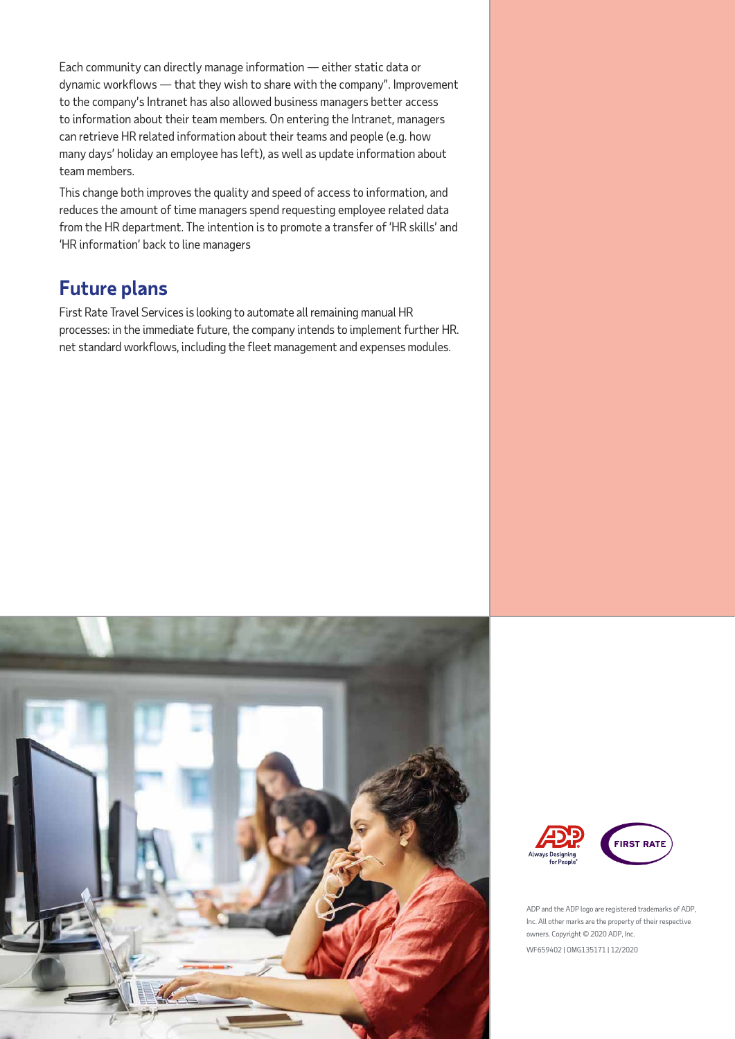Each community can directly manage information — either static data or dynamic workflows — that they wish to share with the company". Improvement to the company's Intranet has also allowed business managers better access to information about their team members. On entering the Intranet, managers can retrieve HR related information about their teams and people (e.g. how many days' holiday an employee has left), as well as update information about team members.

This change both improves the quality and speed of access to information, and reduces the amount of time managers spend requesting employee related data from the HR department. The intention is to promote a transfer of 'HR skills' and 'HR information' back to line managers

## Future plans

First Rate Travel Services is looking to automate all remaining manual HR processes: in the immediate future, the company intends to implement further HR.net standard workflows, including the fleet management and expenses modules.

ADP and the ADP logo are registered trademarks of ADP, Inc. All other marks are the property of their respective owners. Copyright © 2020 ADP, Inc.

WF659402 | OMG135171 | 12/2020